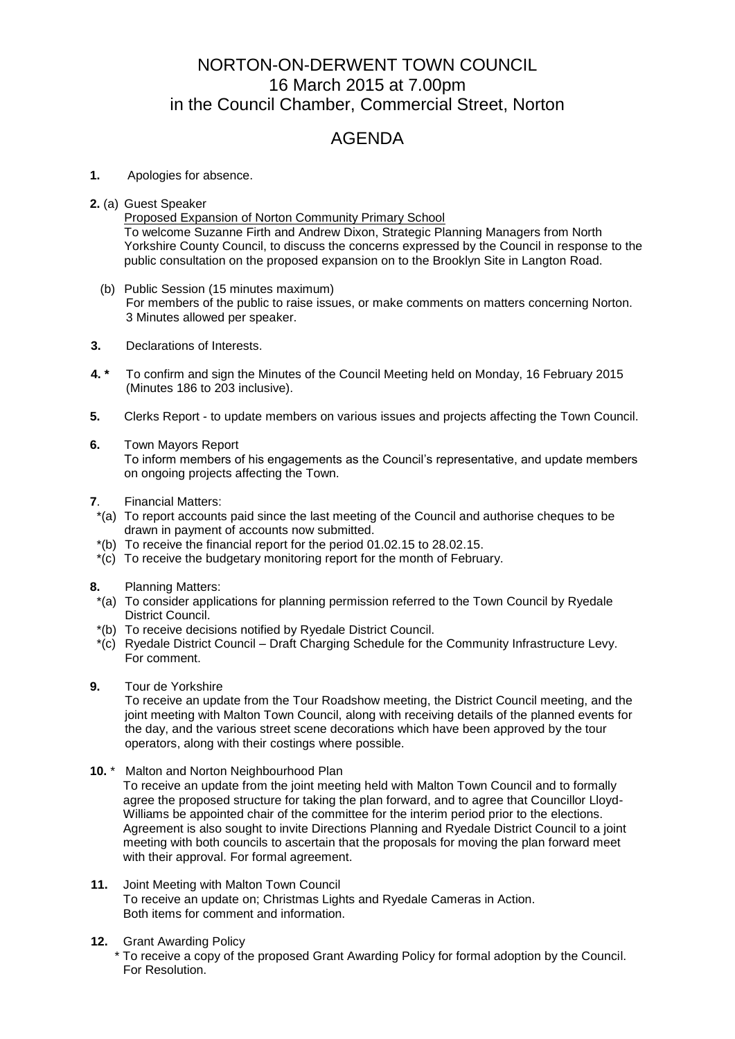# NORTON-ON-DERWENT TOWN COUNCIL
## 16 March 2015 at 7.00pm
## in the Council Chamber, Commercial Street, Norton

# AGENDA

**1.** Apologies for absence.

**2.** (a) Guest Speaker
Proposed Expansion of Norton Community Primary School
To welcome Suzanne Firth and Andrew Dixon, Strategic Planning Managers from North Yorkshire County Council, to discuss the concerns expressed by the Council in response to the public consultation on the proposed expansion on to the Brooklyn Site in Langton Road.

(b) Public Session (15 minutes maximum)
For members of the public to raise issues, or make comments on matters concerning Norton. 3 Minutes allowed per speaker.

**3.** Declarations of Interests.

**4. *** To confirm and sign the Minutes of the Council Meeting held on Monday, 16 February 2015 (Minutes 186 to 203 inclusive).

**5.** Clerks Report - to update members on various issues and projects affecting the Town Council.

**6.** Town Mayors Report
To inform members of his engagements as the Council's representative, and update members on ongoing projects affecting the Town.

**7**. Financial Matters:
*(a) To report accounts paid since the last meeting of the Council and authorise cheques to be drawn in payment of accounts now submitted.
*(b) To receive the financial report for the period 01.02.15 to 28.02.15.
*(c) To receive the budgetary monitoring report for the month of February.

**8.** Planning Matters:
*(a) To consider applications for planning permission referred to the Town Council by Ryedale District Council.
*(b) To receive decisions notified by Ryedale District Council.
*(c) Ryedale District Council – Draft Charging Schedule for the Community Infrastructure Levy. For comment.

**9.** Tour de Yorkshire
To receive an update from the Tour Roadshow meeting, the District Council meeting, and the joint meeting with Malton Town Council, along with receiving details of the planned events for the day, and the various street scene decorations which have been approved by the tour operators, along with their costings where possible.

**10.** * Malton and Norton Neighbourhood Plan
To receive an update from the joint meeting held with Malton Town Council and to formally agree the proposed structure for taking the plan forward, and to agree that Councillor Lloyd-Williams be appointed chair of the committee for the interim period prior to the elections. Agreement is also sought to invite Directions Planning and Ryedale District Council to a joint meeting with both councils to ascertain that the proposals for moving the plan forward meet with their approval. For formal agreement.

**11.** Joint Meeting with Malton Town Council
To receive an update on; Christmas Lights and Ryedale Cameras in Action.
Both items for comment and information.

**12.** Grant Awarding Policy
* To receive a copy of the proposed Grant Awarding Policy for formal adoption by the Council. For Resolution.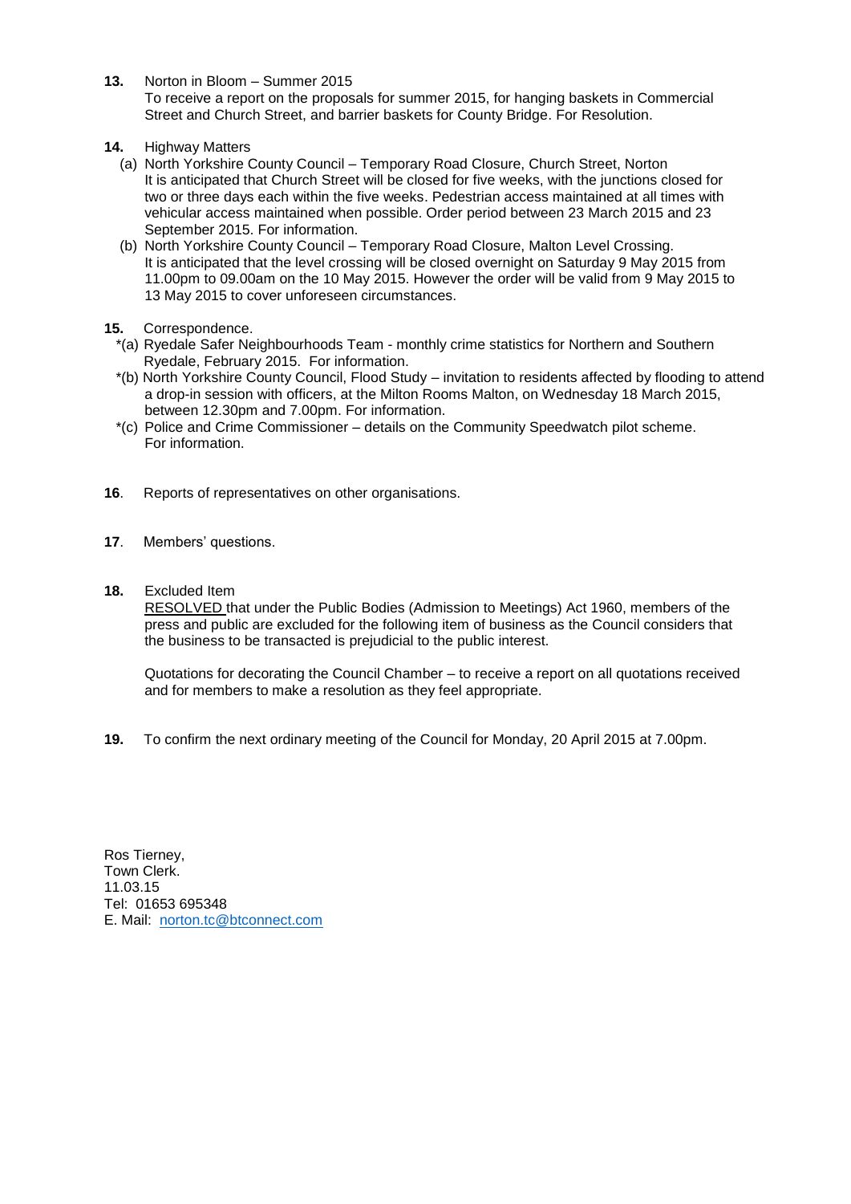**13.** Norton in Bloom – Summer 2015
To receive a report on the proposals for summer 2015, for hanging baskets in Commercial Street and Church Street, and barrier baskets for County Bridge. For Resolution.

**14.** Highway Matters

(a) North Yorkshire County Council – Temporary Road Closure, Church Street, Norton
It is anticipated that Church Street will be closed for five weeks, with the junctions closed for two or three days each within the five weeks. Pedestrian access maintained at all times with vehicular access maintained when possible. Order period between 23 March 2015 and 23 September 2015. For information.

(b) North Yorkshire County Council – Temporary Road Closure, Malton Level Crossing.
It is anticipated that the level crossing will be closed overnight on Saturday 9 May 2015 from 11.00pm to 09.00am on the 10 May 2015. However the order will be valid from 9 May 2015 to 13 May 2015 to cover unforeseen circumstances.

**15.** Correspondence.

*(a) Ryedale Safer Neighbourhoods Team - monthly crime statistics for Northern and Southern Ryedale, February 2015. For information.

*(b) North Yorkshire County Council, Flood Study – invitation to residents affected by flooding to attend a drop-in session with officers, at the Milton Rooms Malton, on Wednesday 18 March 2015, between 12.30pm and 7.00pm. For information.

*(c) Police and Crime Commissioner – details on the Community Speedwatch pilot scheme. For information.

**16**. Reports of representatives on other organisations.

**17**. Members' questions.

**18.** Excluded Item
<u>RESOLVED</u> that under the Public Bodies (Admission to Meetings) Act 1960, members of the press and public are excluded for the following item of business as the Council considers that the business to be transacted is prejudicial to the public interest.

Quotations for decorating the Council Chamber – to receive a report on all quotations received and for members to make a resolution as they feel appropriate.

**19.** To confirm the next ordinary meeting of the Council for Monday, 20 April 2015 at 7.00pm.

Ros Tierney,
Town Clerk.
11.03.15
Tel: 01653 695348
E. Mail: norton.tc@btconnect.com